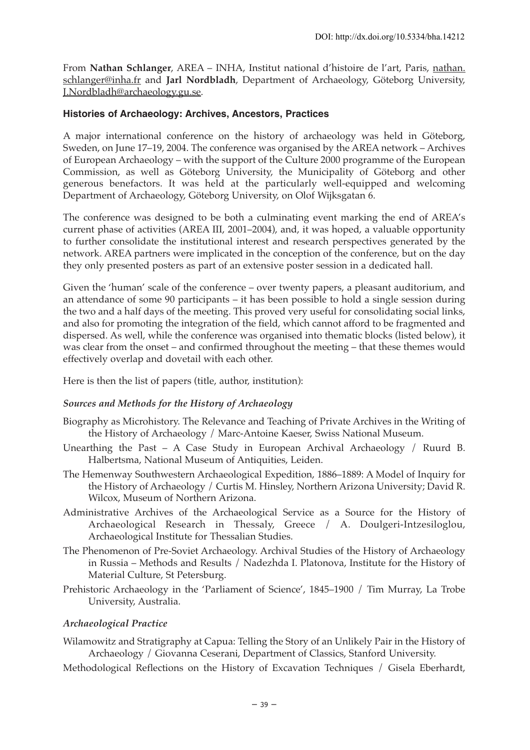DOI: http://dx.doi.org/10.5334/bha.14212

From **Nathan Schlanger**, AREA – INHA, Institut national d'histoire de l'art, Paris, nathan.schlanger@inha.fr and **Jarl Nordbladh**, Department of Archaeology, Göteborg University, J.Nordbladh@archaeology.gu.se.

## Histories of Archaeology: Archives, Ancestors, Practices

A major international conference on the history of archaeology was held in Göteborg, Sweden, on June 17–19, 2004. The conference was organised by the AREA network – Archives of European Archaeology – with the support of the Culture 2000 programme of the European Commission, as well as Göteborg University, the Municipality of Göteborg and other generous benefactors. It was held at the particularly well-equipped and welcoming Department of Archaeology, Göteborg University, on Olof Wijksgatan 6.

The conference was designed to be both a culminating event marking the end of AREA's current phase of activities (AREA III, 2001–2004), and, it was hoped, a valuable opportunity to further consolidate the institutional interest and research perspectives generated by the network. AREA partners were implicated in the conception of the conference, but on the day they only presented posters as part of an extensive poster session in a dedicated hall.

Given the 'human' scale of the conference – over twenty papers, a pleasant auditorium, and an attendance of some 90 participants – it has been possible to hold a single session during the two and a half days of the meeting. This proved very useful for consolidating social links, and also for promoting the integration of the field, which cannot afford to be fragmented and dispersed. As well, while the conference was organised into thematic blocks (listed below), it was clear from the onset – and confirmed throughout the meeting – that these themes would effectively overlap and dovetail with each other.

Here is then the list of papers (title, author, institution):

### *Sources and Methods for the History of Archaeology*

- Biography as Microhistory. The Relevance and Teaching of Private Archives in the Writing of the History of Archaeology / Marc-Antoine Kaeser, Swiss National Museum.
- Unearthing the Past – A Case Study in European Archival Archaeology / Ruurd B. Halbertsma, National Museum of Antiquities, Leiden.
- The Hemenway Southwestern Archaeological Expedition, 1886–1889: A Model of Inquiry for the History of Archaeology / Curtis M. Hinsley, Northern Arizona University; David R. Wilcox, Museum of Northern Arizona.
- Administrative Archives of the Archaeological Service as a Source for the History of Archaeological Research in Thessaly, Greece / A. Doulgeri-Intzesiloglou, Archaeological Institute for Thessalian Studies.
- The Phenomenon of Pre-Soviet Archaeology. Archival Studies of the History of Archaeology in Russia – Methods and Results / Nadezhda I. Platonova, Institute for the History of Material Culture, St Petersburg.
- Prehistoric Archaeology in the 'Parliament of Science', 1845–1900 / Tim Murray, La Trobe University, Australia.

### *Archaeological Practice*

- Wilamowitz and Stratigraphy at Capua: Telling the Story of an Unlikely Pair in the History of Archaeology / Giovanna Ceserani, Department of Classics, Stanford University.
- Methodological Reflections on the History of Excavation Techniques / Gisela Eberhardt,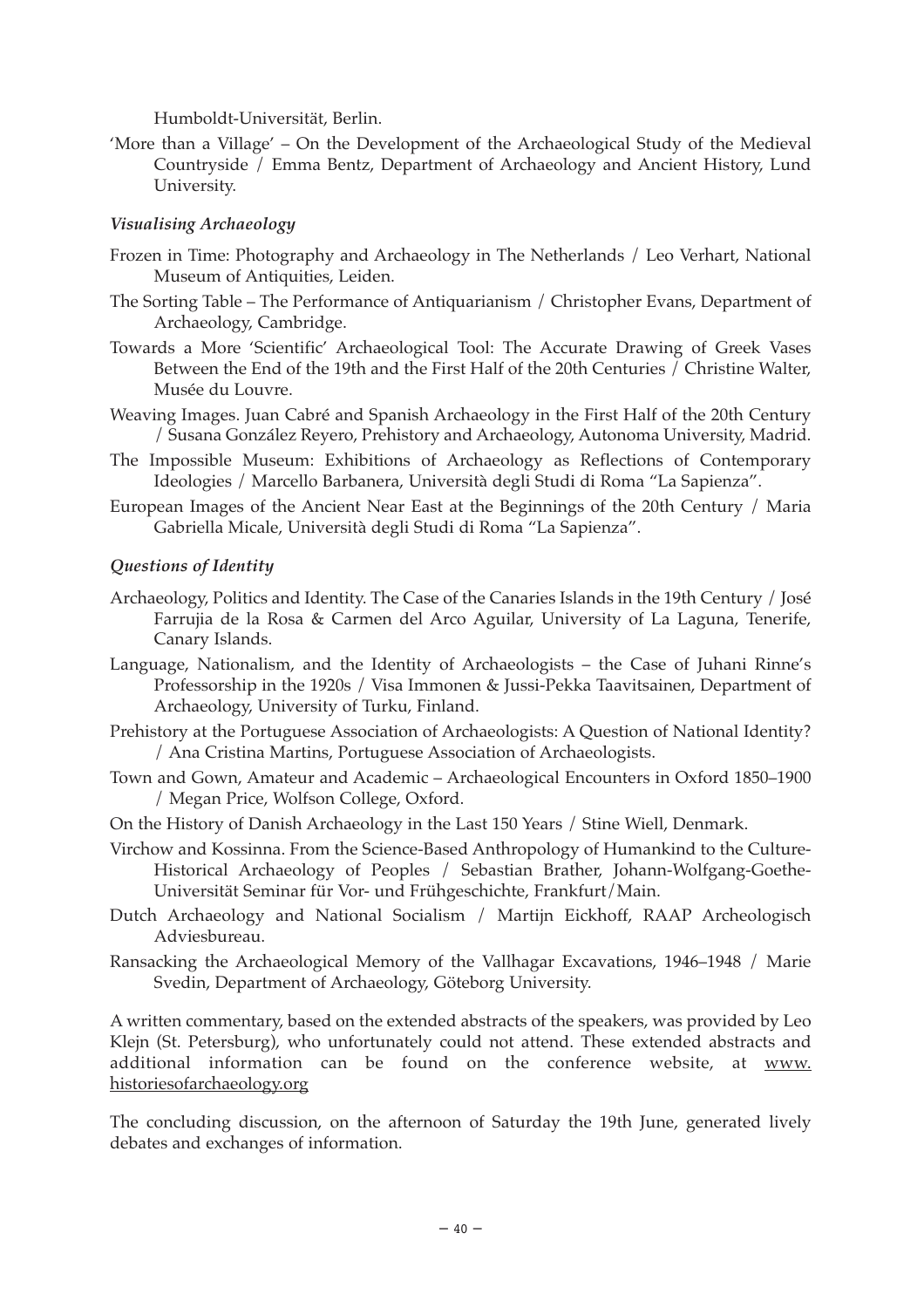Humboldt-Universität, Berlin.

'More than a Village' – On the Development of the Archaeological Study of the Medieval Countryside / Emma Bentz, Department of Archaeology and Ancient History, Lund University.

*Visualising Archaeology*

Frozen in Time: Photography and Archaeology in The Netherlands / Leo Verhart, National Museum of Antiquities, Leiden.

The Sorting Table – The Performance of Antiquarianism / Christopher Evans, Department of Archaeology, Cambridge.

Towards a More 'Scientific' Archaeological Tool: The Accurate Drawing of Greek Vases Between the End of the 19th and the First Half of the 20th Centuries / Christine Walter, Musée du Louvre.

Weaving Images. Juan Cabré and Spanish Archaeology in the First Half of the 20th Century / Susana González Reyero, Prehistory and Archaeology, Autonoma University, Madrid.

The Impossible Museum: Exhibitions of Archaeology as Reflections of Contemporary Ideologies / Marcello Barbanera, Università degli Studi di Roma "La Sapienza".

European Images of the Ancient Near East at the Beginnings of the 20th Century / Maria Gabriella Micale, Università degli Studi di Roma "La Sapienza".

*Questions of Identity*

Archaeology, Politics and Identity. The Case of the Canaries Islands in the 19th Century / José Farrujia de la Rosa & Carmen del Arco Aguilar, University of La Laguna, Tenerife, Canary Islands.

Language, Nationalism, and the Identity of Archaeologists – the Case of Juhani Rinne's Professorship in the 1920s / Visa Immonen & Jussi-Pekka Taavitsainen, Department of Archaeology, University of Turku, Finland.

Prehistory at the Portuguese Association of Archaeologists: A Question of National Identity? / Ana Cristina Martins, Portuguese Association of Archaeologists.

Town and Gown, Amateur and Academic – Archaeological Encounters in Oxford 1850–1900 / Megan Price, Wolfson College, Oxford.

On the History of Danish Archaeology in the Last 150 Years / Stine Wiell, Denmark.

Virchow and Kossinna. From the Science-Based Anthropology of Humankind to the Culture-Historical Archaeology of Peoples / Sebastian Brather, Johann-Wolfgang-Goethe-Universität Seminar für Vor- und Frühgeschichte, Frankfurt/Main.

Dutch Archaeology and National Socialism / Martijn Eickhoff, RAAP Archeologisch Adviesbureau.

Ransacking the Archaeological Memory of the Vallhagar Excavations, 1946–1948 / Marie Svedin, Department of Archaeology, Göteborg University.

A written commentary, based on the extended abstracts of the speakers, was provided by Leo Klejn (St. Petersburg), who unfortunately could not attend. These extended abstracts and additional information can be found on the conference website, at www.historiesofarchaeology.org

The concluding discussion, on the afternoon of Saturday the 19th June, generated lively debates and exchanges of information.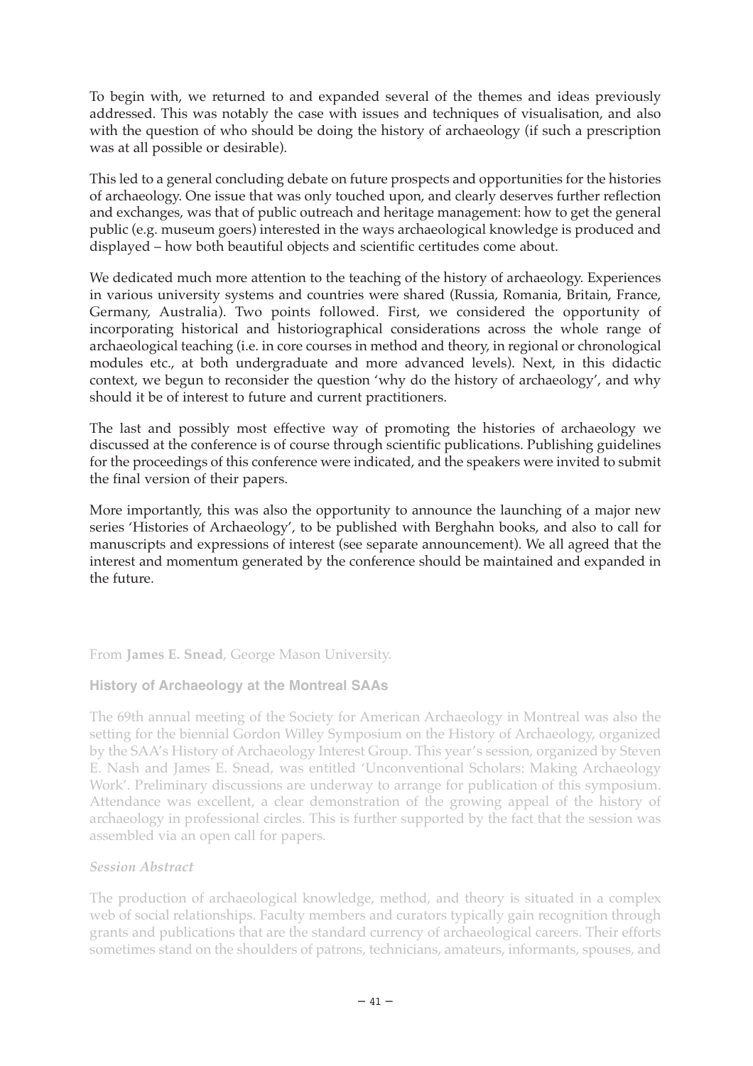To begin with, we returned to and expanded several of the themes and ideas previously addressed. This was notably the case with issues and techniques of visualisation, and also with the question of who should be doing the history of archaeology (if such a prescription was at all possible or desirable).

This led to a general concluding debate on future prospects and opportunities for the histories of archaeology. One issue that was only touched upon, and clearly deserves further reflection and exchanges, was that of public outreach and heritage management: how to get the general public (e.g. museum goers) interested in the ways archaeological knowledge is produced and displayed – how both beautiful objects and scientific certitudes come about.

We dedicated much more attention to the teaching of the history of archaeology. Experiences in various university systems and countries were shared (Russia, Romania, Britain, France, Germany, Australia). Two points followed. First, we considered the opportunity of incorporating historical and historiographical considerations across the whole range of archaeological teaching (i.e. in core courses in method and theory, in regional or chronological modules etc., at both undergraduate and more advanced levels). Next, in this didactic context, we begun to reconsider the question 'why do the history of archaeology', and why should it be of interest to future and current practitioners.

The last and possibly most effective way of promoting the histories of archaeology we discussed at the conference is of course through scientific publications. Publishing guidelines for the proceedings of this conference were indicated, and the speakers were invited to submit the final version of their papers.

More importantly, this was also the opportunity to announce the launching of a major new series 'Histories of Archaeology', to be published with Berghahn books, and also to call for manuscripts and expressions of interest (see separate announcement). We all agreed that the interest and momentum generated by the conference should be maintained and expanded in the future.

From **James E. Snead**, George Mason University.

### History of Archaeology at the Montreal SAAs

The 69th annual meeting of the Society for American Archaeology in Montreal was also the setting for the biennial Gordon Willey Symposium on the History of Archaeology, organized by the SAA's History of Archaeology Interest Group. This year's session, organized by Steven E. Nash and James E. Snead, was entitled 'Unconventional Scholars: Making Archaeology Work'. Preliminary discussions are underway to arrange for publication of this symposium. Attendance was excellent, a clear demonstration of the growing appeal of the history of archaeology in professional circles. This is further supported by the fact that the session was assembled via an open call for papers.

***Session Abstract***

The production of archaeological knowledge, method, and theory is situated in a complex web of social relationships. Faculty members and curators typically gain recognition through grants and publications that are the standard currency of archaeological careers. Their efforts sometimes stand on the shoulders of patrons, technicians, amateurs, informants, spouses, and